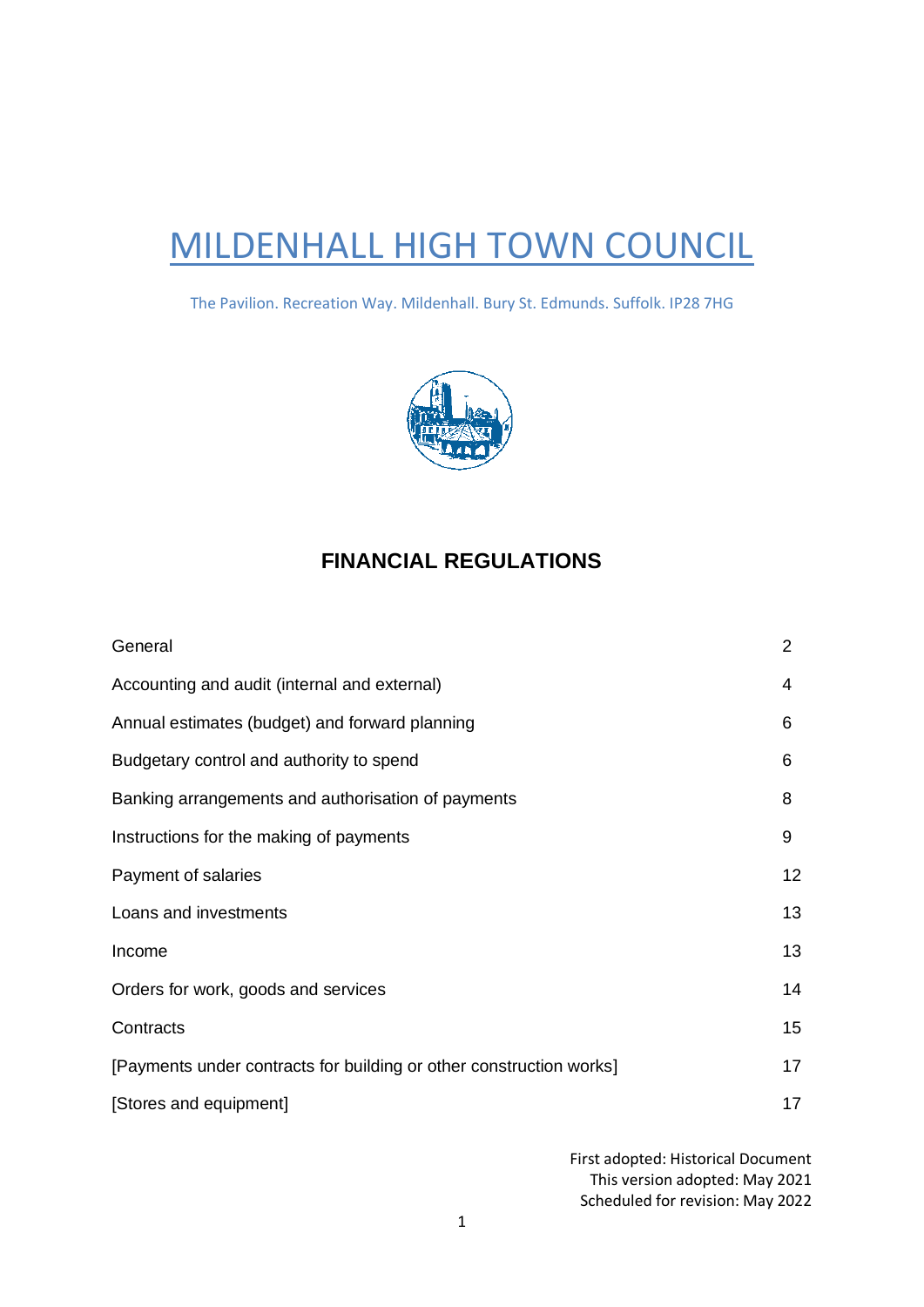# MILDENHALL HIGH TOWN COUNCIL

The Pavilion. Recreation Way. Mildenhall. Bury St. Edmunds. Suffolk. IP28 7HG

## FINANCIAL REGULATIONS

| | |
|---|---|
| General | 2 |
| Accounting and audit (internal and external) | 4 |
| Annual estimates (budget) and forward planning | 6 |
| Budgetary control and authority to spend | 6 |
| Banking arrangements and authorisation of payments | 8 |
| Instructions for the making of payments | 9 |
| Payment of salaries | 12 |
| Loans and investments | 13 |
| Income | 13 |
| Orders for work, goods and services | 14 |
| Contracts | 15 |
| [Payments under contracts for building or other construction works] | 17 |
| [Stores and equipment] | 17 |

First adopted: Historical Document
This version adopted: May 2021
Scheduled for revision: May 2022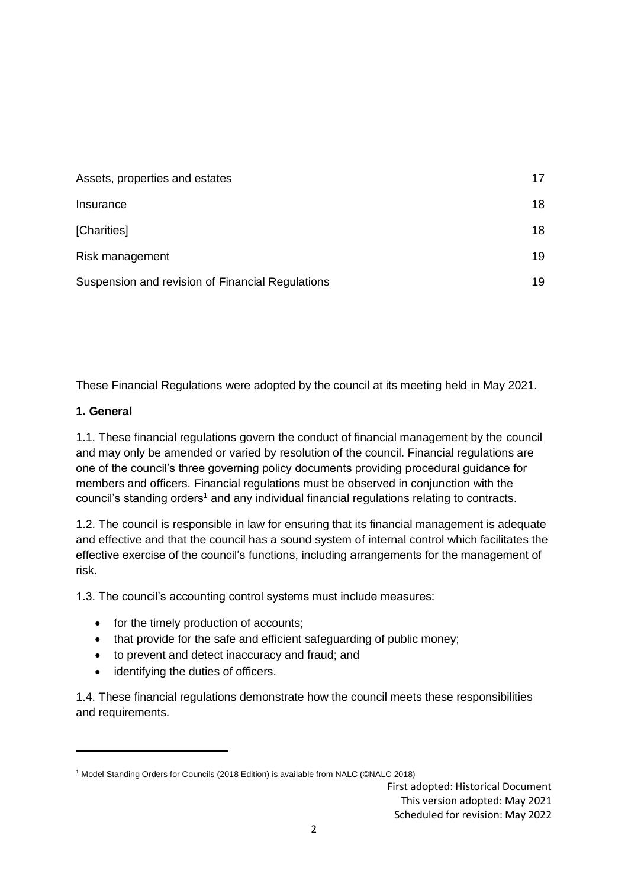| | |
|---|---|
| Assets, properties and estates | 17 |
| Insurance | 18 |
| [Charities] | 18 |
| Risk management | 19 |
| Suspension and revision of Financial Regulations | 19 |

These Financial Regulations were adopted by the council at its meeting held in May 2021.

**1. General**

1.1. These financial regulations govern the conduct of financial management by the council and may only be amended or varied by resolution of the council. Financial regulations are one of the council's three governing policy documents providing procedural guidance for members and officers. Financial regulations must be observed in conjunction with the council's standing orders[1] and any individual financial regulations relating to contracts.

1.2. The council is responsible in law for ensuring that its financial management is adequate and effective and that the council has a sound system of internal control which facilitates the effective exercise of the council's functions, including arrangements for the management of risk.

1.3. The council's accounting control systems must include measures:

- for the timely production of accounts;
- that provide for the safe and efficient safeguarding of public money;
- to prevent and detect inaccuracy and fraud; and
- identifying the duties of officers.

1.4. These financial regulations demonstrate how the council meets these responsibilities and requirements.

[1] Model Standing Orders for Councils (2018 Edition) is available from NALC (©NALC 2018)

First adopted: Historical Document
This version adopted: May 2021
Scheduled for revision: May 2022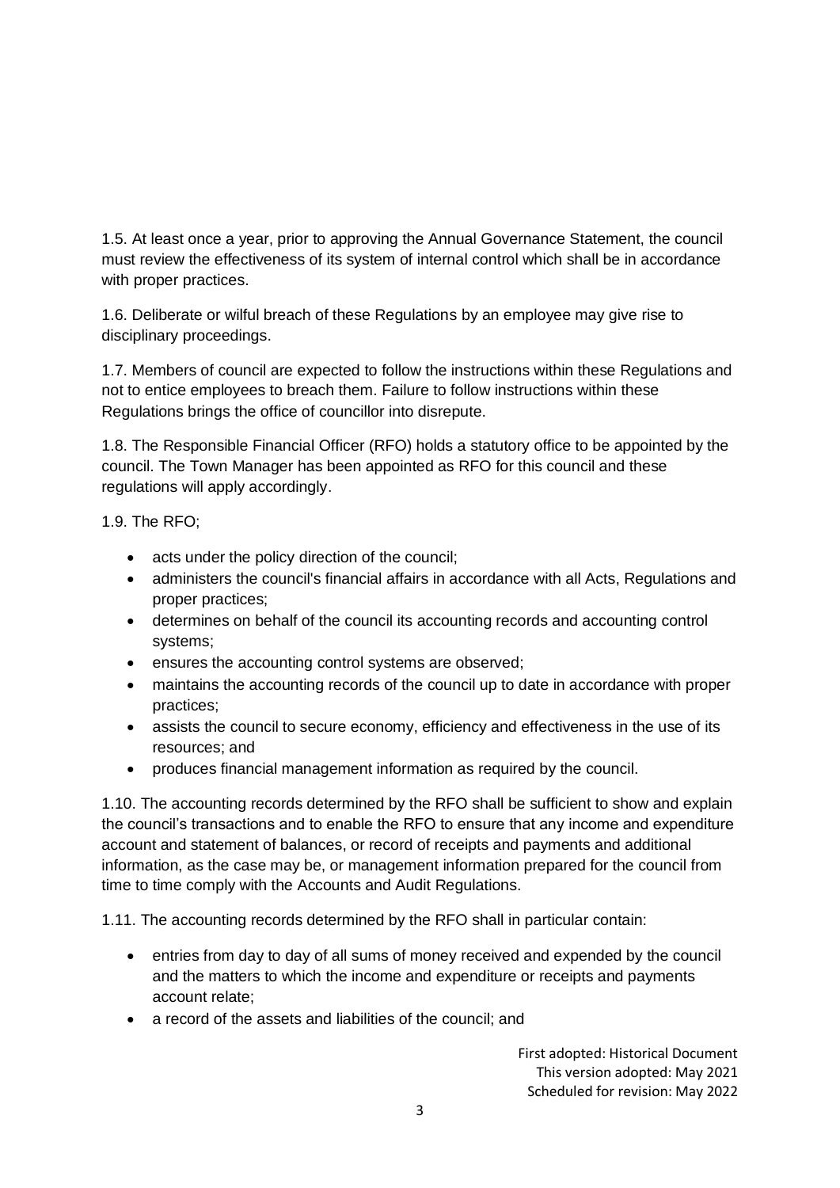1.5. At least once a year, prior to approving the Annual Governance Statement, the council must review the effectiveness of its system of internal control which shall be in accordance with proper practices.

1.6. Deliberate or wilful breach of these Regulations by an employee may give rise to disciplinary proceedings.

1.7. Members of council are expected to follow the instructions within these Regulations and not to entice employees to breach them. Failure to follow instructions within these Regulations brings the office of councillor into disrepute.

1.8. The Responsible Financial Officer (RFO) holds a statutory office to be appointed by the council. The Town Manager has been appointed as RFO for this council and these regulations will apply accordingly.

1.9. The RFO;

- acts under the policy direction of the council;
- administers the council's financial affairs in accordance with all Acts, Regulations and proper practices;
- determines on behalf of the council its accounting records and accounting control systems;
- ensures the accounting control systems are observed;
- maintains the accounting records of the council up to date in accordance with proper practices;
- assists the council to secure economy, efficiency and effectiveness in the use of its resources; and
- produces financial management information as required by the council.

1.10. The accounting records determined by the RFO shall be sufficient to show and explain the council's transactions and to enable the RFO to ensure that any income and expenditure account and statement of balances, or record of receipts and payments and additional information, as the case may be, or management information prepared for the council from time to time comply with the Accounts and Audit Regulations.

1.11. The accounting records determined by the RFO shall in particular contain:

- entries from day to day of all sums of money received and expended by the council and the matters to which the income and expenditure or receipts and payments account relate;
- a record of the assets and liabilities of the council; and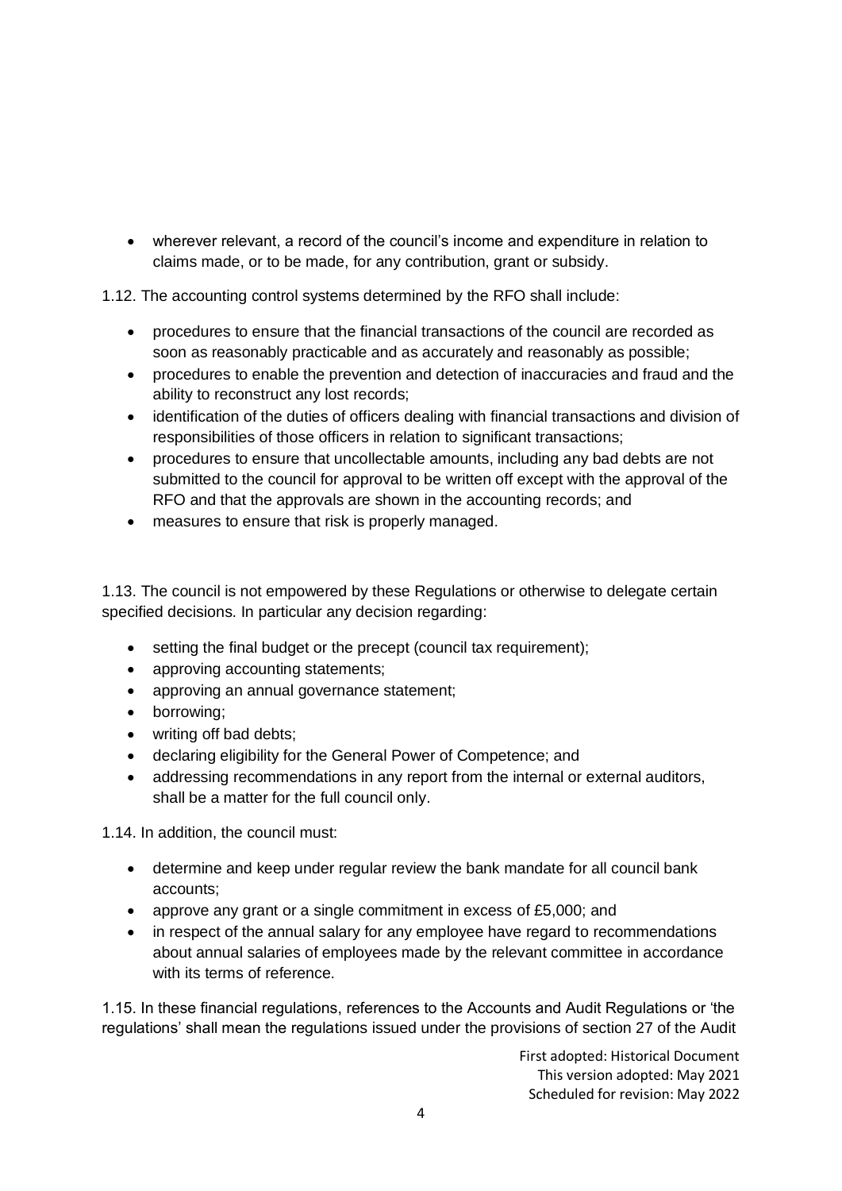- wherever relevant, a record of the council's income and expenditure in relation to claims made, or to be made, for any contribution, grant or subsidy.

1.12. The accounting control systems determined by the RFO shall include:

- procedures to ensure that the financial transactions of the council are recorded as soon as reasonably practicable and as accurately and reasonably as possible;
- procedures to enable the prevention and detection of inaccuracies and fraud and the ability to reconstruct any lost records;
- identification of the duties of officers dealing with financial transactions and division of responsibilities of those officers in relation to significant transactions;
- procedures to ensure that uncollectable amounts, including any bad debts are not submitted to the council for approval to be written off except with the approval of the RFO and that the approvals are shown in the accounting records; and
- measures to ensure that risk is properly managed.

1.13. The council is not empowered by these Regulations or otherwise to delegate certain specified decisions. In particular any decision regarding:

- setting the final budget or the precept (council tax requirement);
- approving accounting statements;
- approving an annual governance statement;
- borrowing;
- writing off bad debts;
- declaring eligibility for the General Power of Competence; and
- addressing recommendations in any report from the internal or external auditors, shall be a matter for the full council only.

1.14. In addition, the council must:

- determine and keep under regular review the bank mandate for all council bank accounts;
- approve any grant or a single commitment in excess of £5,000; and
- in respect of the annual salary for any employee have regard to recommendations about annual salaries of employees made by the relevant committee in accordance with its terms of reference.

1.15. In these financial regulations, references to the Accounts and Audit Regulations or 'the regulations' shall mean the regulations issued under the provisions of section 27 of the Audit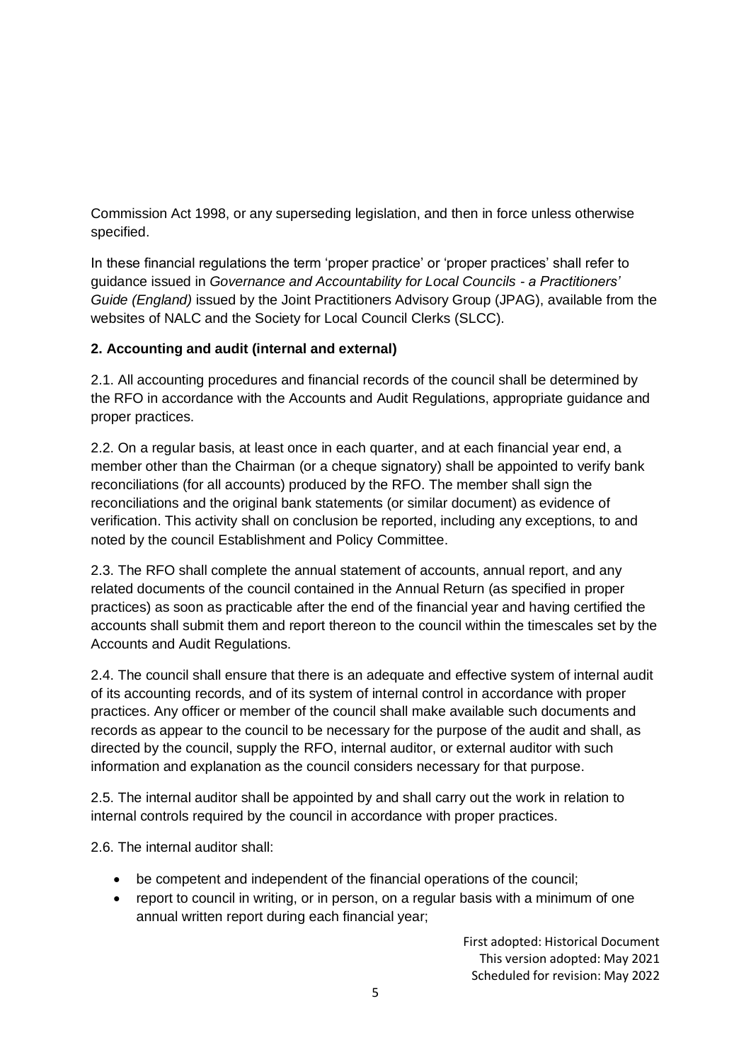Commission Act 1998, or any superseding legislation, and then in force unless otherwise specified.

In these financial regulations the term 'proper practice' or 'proper practices' shall refer to guidance issued in *Governance and Accountability for Local Councils - a Practitioners' Guide (England)* issued by the Joint Practitioners Advisory Group (JPAG), available from the websites of NALC and the Society for Local Council Clerks (SLCC).

**2. Accounting and audit (internal and external)**

2.1. All accounting procedures and financial records of the council shall be determined by the RFO in accordance with the Accounts and Audit Regulations, appropriate guidance and proper practices.

2.2. On a regular basis, at least once in each quarter, and at each financial year end, a member other than the Chairman (or a cheque signatory) shall be appointed to verify bank reconciliations (for all accounts) produced by the RFO. The member shall sign the reconciliations and the original bank statements (or similar document) as evidence of verification. This activity shall on conclusion be reported, including any exceptions, to and noted by the council Establishment and Policy Committee.

2.3. The RFO shall complete the annual statement of accounts, annual report, and any related documents of the council contained in the Annual Return (as specified in proper practices) as soon as practicable after the end of the financial year and having certified the accounts shall submit them and report thereon to the council within the timescales set by the Accounts and Audit Regulations.

2.4. The council shall ensure that there is an adequate and effective system of internal audit of its accounting records, and of its system of internal control in accordance with proper practices. Any officer or member of the council shall make available such documents and records as appear to the council to be necessary for the purpose of the audit and shall, as directed by the council, supply the RFO, internal auditor, or external auditor with such information and explanation as the council considers necessary for that purpose.

2.5. The internal auditor shall be appointed by and shall carry out the work in relation to internal controls required by the council in accordance with proper practices.

2.6. The internal auditor shall:

- be competent and independent of the financial operations of the council;
- report to council in writing, or in person, on a regular basis with a minimum of one annual written report during each financial year;

First adopted: Historical Document
This version adopted: May 2021
Scheduled for revision: May 2022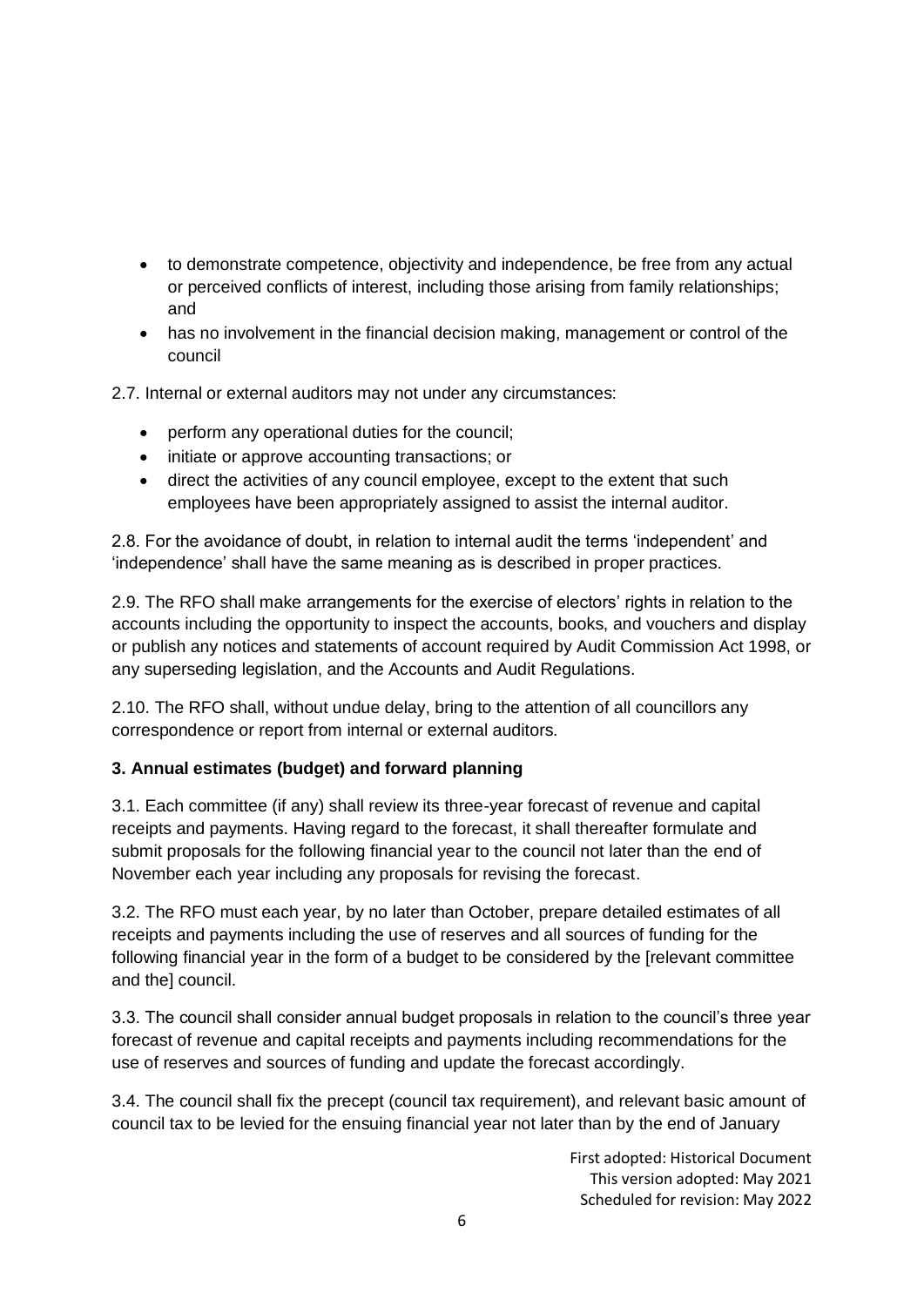- to demonstrate competence, objectivity and independence, be free from any actual or perceived conflicts of interest, including those arising from family relationships; and
- has no involvement in the financial decision making, management or control of the council

2.7. Internal or external auditors may not under any circumstances:

- perform any operational duties for the council;
- initiate or approve accounting transactions; or
- direct the activities of any council employee, except to the extent that such employees have been appropriately assigned to assist the internal auditor.

2.8. For the avoidance of doubt, in relation to internal audit the terms 'independent' and 'independence' shall have the same meaning as is described in proper practices.

2.9. The RFO shall make arrangements for the exercise of electors' rights in relation to the accounts including the opportunity to inspect the accounts, books, and vouchers and display or publish any notices and statements of account required by Audit Commission Act 1998, or any superseding legislation, and the Accounts and Audit Regulations.

2.10. The RFO shall, without undue delay, bring to the attention of all councillors any correspondence or report from internal or external auditors.

**3. Annual estimates (budget) and forward planning**

3.1. Each committee (if any) shall review its three-year forecast of revenue and capital receipts and payments. Having regard to the forecast, it shall thereafter formulate and submit proposals for the following financial year to the council not later than the end of November each year including any proposals for revising the forecast.

3.2. The RFO must each year, by no later than October, prepare detailed estimates of all receipts and payments including the use of reserves and all sources of funding for the following financial year in the form of a budget to be considered by the [relevant committee and the] council.

3.3. The council shall consider annual budget proposals in relation to the council's three year forecast of revenue and capital receipts and payments including recommendations for the use of reserves and sources of funding and update the forecast accordingly.

3.4. The council shall fix the precept (council tax requirement), and relevant basic amount of council tax to be levied for the ensuing financial year not later than by the end of January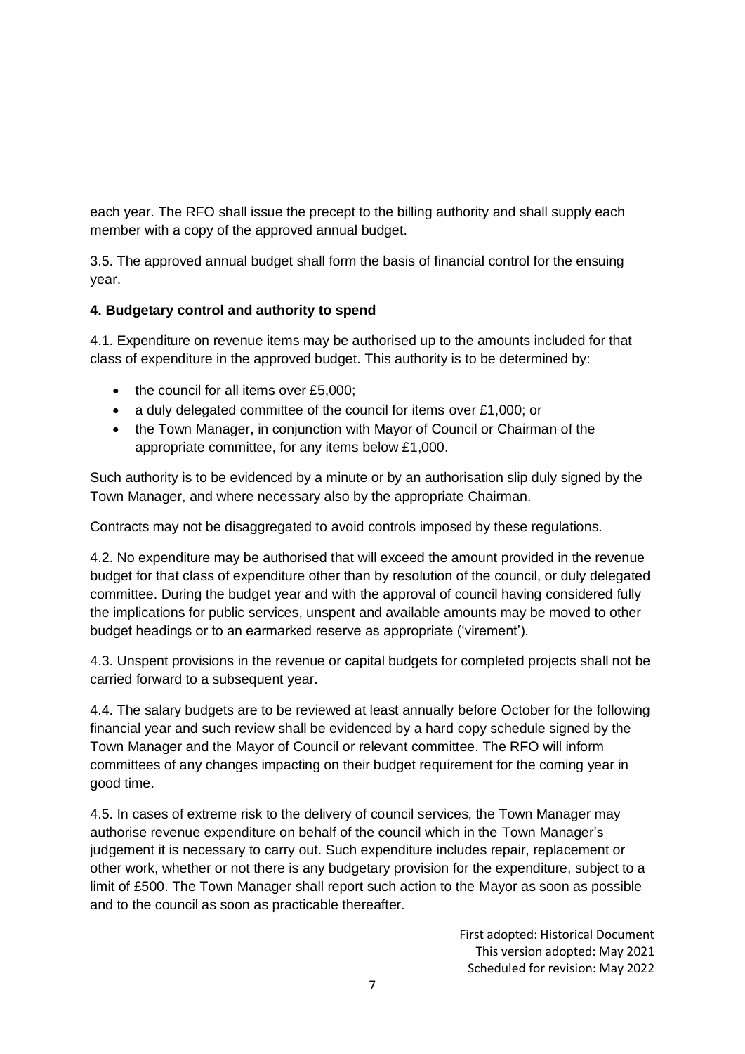each year. The RFO shall issue the precept to the billing authority and shall supply each member with a copy of the approved annual budget.

3.5. The approved annual budget shall form the basis of financial control for the ensuing year.

**4. Budgetary control and authority to spend**

4.1. Expenditure on revenue items may be authorised up to the amounts included for that class of expenditure in the approved budget. This authority is to be determined by:

- the council for all items over £5,000;
- a duly delegated committee of the council for items over £1,000; or
- the Town Manager, in conjunction with Mayor of Council or Chairman of the appropriate committee, for any items below £1,000.

Such authority is to be evidenced by a minute or by an authorisation slip duly signed by the Town Manager, and where necessary also by the appropriate Chairman.

Contracts may not be disaggregated to avoid controls imposed by these regulations.

4.2. No expenditure may be authorised that will exceed the amount provided in the revenue budget for that class of expenditure other than by resolution of the council, or duly delegated committee. During the budget year and with the approval of council having considered fully the implications for public services, unspent and available amounts may be moved to other budget headings or to an earmarked reserve as appropriate ('virement').

4.3. Unspent provisions in the revenue or capital budgets for completed projects shall not be carried forward to a subsequent year.

4.4. The salary budgets are to be reviewed at least annually before October for the following financial year and such review shall be evidenced by a hard copy schedule signed by the Town Manager and the Mayor of Council or relevant committee. The RFO will inform committees of any changes impacting on their budget requirement for the coming year in good time.

4.5. In cases of extreme risk to the delivery of council services, the Town Manager may authorise revenue expenditure on behalf of the council which in the Town Manager's judgement it is necessary to carry out. Such expenditure includes repair, replacement or other work, whether or not there is any budgetary provision for the expenditure, subject to a limit of £500. The Town Manager shall report such action to the Mayor as soon as possible and to the council as soon as practicable thereafter.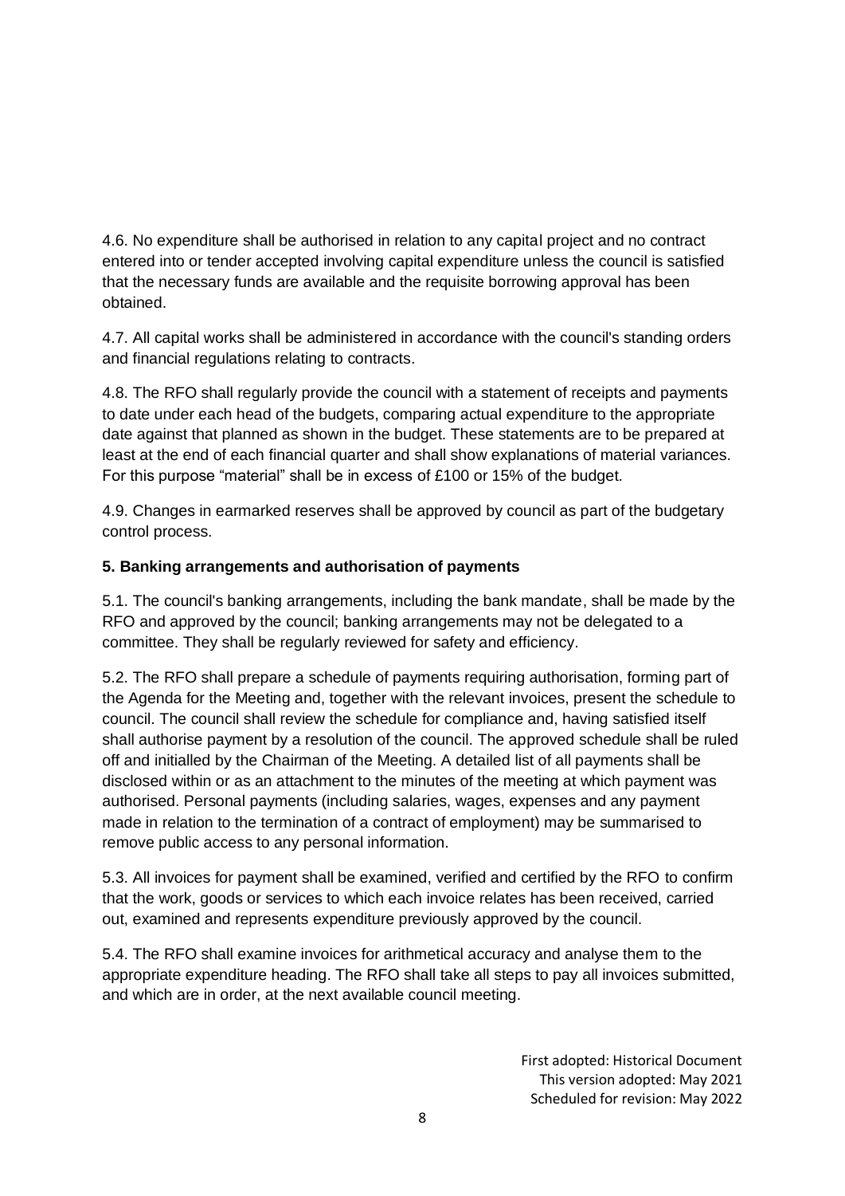4.6. No expenditure shall be authorised in relation to any capital project and no contract entered into or tender accepted involving capital expenditure unless the council is satisfied that the necessary funds are available and the requisite borrowing approval has been obtained.

4.7. All capital works shall be administered in accordance with the council's standing orders and financial regulations relating to contracts.

4.8. The RFO shall regularly provide the council with a statement of receipts and payments to date under each head of the budgets, comparing actual expenditure to the appropriate date against that planned as shown in the budget. These statements are to be prepared at least at the end of each financial quarter and shall show explanations of material variances. For this purpose "material" shall be in excess of £100 or 15% of the budget.

4.9. Changes in earmarked reserves shall be approved by council as part of the budgetary control process.

**5. Banking arrangements and authorisation of payments**

5.1. The council's banking arrangements, including the bank mandate, shall be made by the RFO and approved by the council; banking arrangements may not be delegated to a committee. They shall be regularly reviewed for safety and efficiency.

5.2. The RFO shall prepare a schedule of payments requiring authorisation, forming part of the Agenda for the Meeting and, together with the relevant invoices, present the schedule to council. The council shall review the schedule for compliance and, having satisfied itself shall authorise payment by a resolution of the council. The approved schedule shall be ruled off and initialled by the Chairman of the Meeting. A detailed list of all payments shall be disclosed within or as an attachment to the minutes of the meeting at which payment was authorised. Personal payments (including salaries, wages, expenses and any payment made in relation to the termination of a contract of employment) may be summarised to remove public access to any personal information.

5.3. All invoices for payment shall be examined, verified and certified by the RFO to confirm that the work, goods or services to which each invoice relates has been received, carried out, examined and represents expenditure previously approved by the council.

5.4. The RFO shall examine invoices for arithmetical accuracy and analyse them to the appropriate expenditure heading. The RFO shall take all steps to pay all invoices submitted, and which are in order, at the next available council meeting.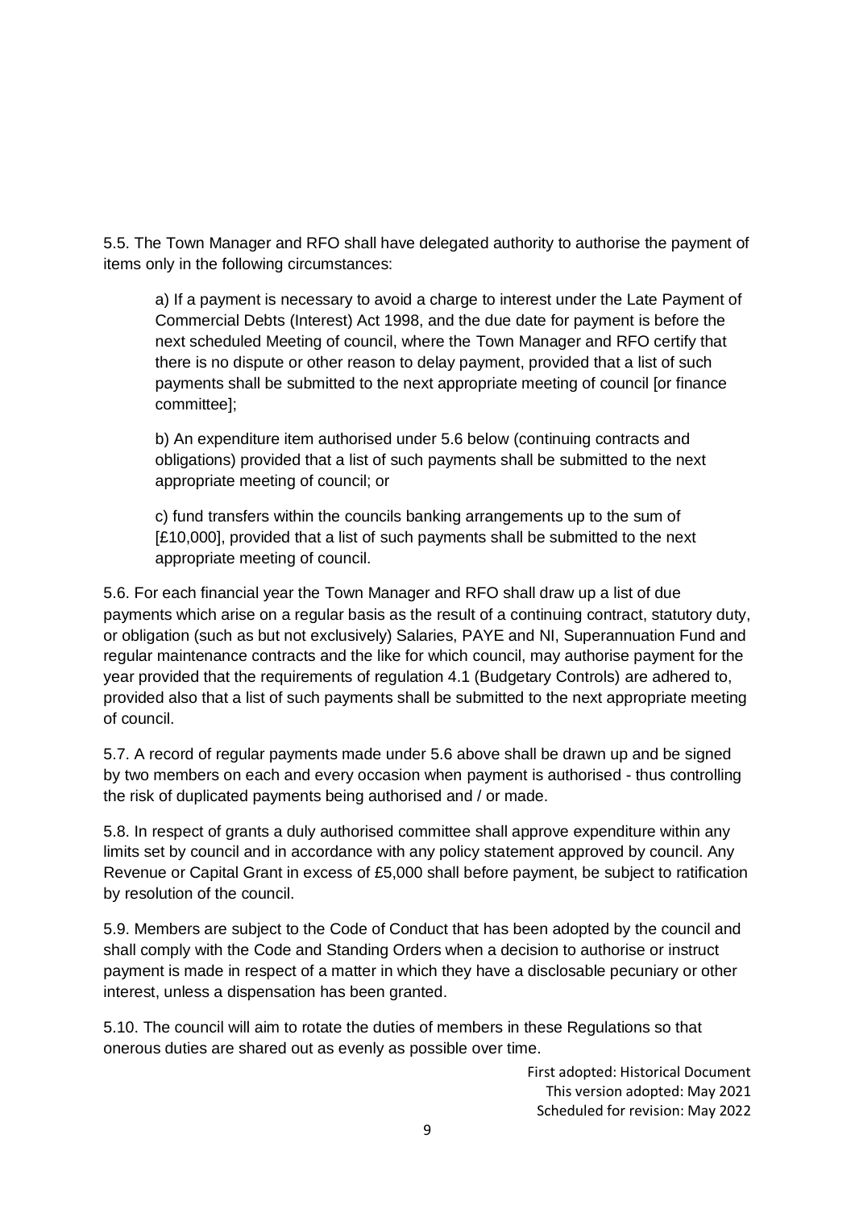5.5. The Town Manager and RFO shall have delegated authority to authorise the payment of items only in the following circumstances:

a) If a payment is necessary to avoid a charge to interest under the Late Payment of Commercial Debts (Interest) Act 1998, and the due date for payment is before the next scheduled Meeting of council, where the Town Manager and RFO certify that there is no dispute or other reason to delay payment, provided that a list of such payments shall be submitted to the next appropriate meeting of council [or finance committee];

b) An expenditure item authorised under 5.6 below (continuing contracts and obligations) provided that a list of such payments shall be submitted to the next appropriate meeting of council; or

c) fund transfers within the councils banking arrangements up to the sum of [£10,000], provided that a list of such payments shall be submitted to the next appropriate meeting of council.

5.6. For each financial year the Town Manager and RFO shall draw up a list of due payments which arise on a regular basis as the result of a continuing contract, statutory duty, or obligation (such as but not exclusively) Salaries, PAYE and NI, Superannuation Fund and regular maintenance contracts and the like for which council, may authorise payment for the year provided that the requirements of regulation 4.1 (Budgetary Controls) are adhered to, provided also that a list of such payments shall be submitted to the next appropriate meeting of council.

5.7. A record of regular payments made under 5.6 above shall be drawn up and be signed by two members on each and every occasion when payment is authorised - thus controlling the risk of duplicated payments being authorised and / or made.

5.8. In respect of grants a duly authorised committee shall approve expenditure within any limits set by council and in accordance with any policy statement approved by council. Any Revenue or Capital Grant in excess of £5,000 shall before payment, be subject to ratification by resolution of the council.

5.9. Members are subject to the Code of Conduct that has been adopted by the council and shall comply with the Code and Standing Orders when a decision to authorise or instruct payment is made in respect of a matter in which they have a disclosable pecuniary or other interest, unless a dispensation has been granted.

5.10. The council will aim to rotate the duties of members in these Regulations so that onerous duties are shared out as evenly as possible over time.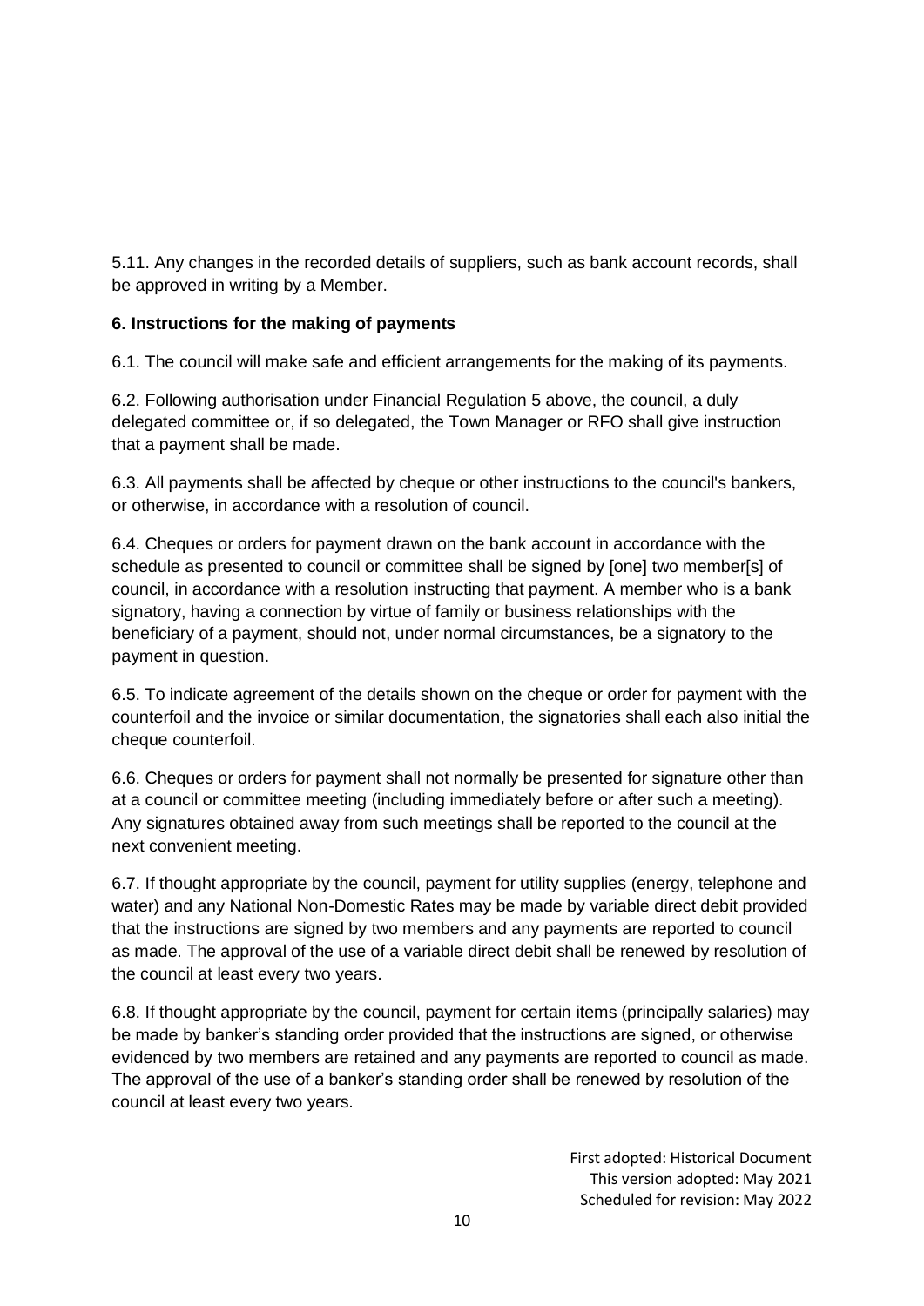5.11. Any changes in the recorded details of suppliers, such as bank account records, shall be approved in writing by a Member.

**6. Instructions for the making of payments**

6.1. The council will make safe and efficient arrangements for the making of its payments.

6.2. Following authorisation under Financial Regulation 5 above, the council, a duly delegated committee or, if so delegated, the Town Manager or RFO shall give instruction that a payment shall be made.

6.3. All payments shall be affected by cheque or other instructions to the council's bankers, or otherwise, in accordance with a resolution of council.

6.4. Cheques or orders for payment drawn on the bank account in accordance with the schedule as presented to council or committee shall be signed by [one] two member[s] of council, in accordance with a resolution instructing that payment. A member who is a bank signatory, having a connection by virtue of family or business relationships with the beneficiary of a payment, should not, under normal circumstances, be a signatory to the payment in question.

6.5. To indicate agreement of the details shown on the cheque or order for payment with the counterfoil and the invoice or similar documentation, the signatories shall each also initial the cheque counterfoil.

6.6. Cheques or orders for payment shall not normally be presented for signature other than at a council or committee meeting (including immediately before or after such a meeting). Any signatures obtained away from such meetings shall be reported to the council at the next convenient meeting.

6.7. If thought appropriate by the council, payment for utility supplies (energy, telephone and water) and any National Non-Domestic Rates may be made by variable direct debit provided that the instructions are signed by two members and any payments are reported to council as made. The approval of the use of a variable direct debit shall be renewed by resolution of the council at least every two years.

6.8. If thought appropriate by the council, payment for certain items (principally salaries) may be made by banker's standing order provided that the instructions are signed, or otherwise evidenced by two members are retained and any payments are reported to council as made. The approval of the use of a banker's standing order shall be renewed by resolution of the council at least every two years.

First adopted: Historical Document
This version adopted: May 2021
Scheduled for revision: May 2022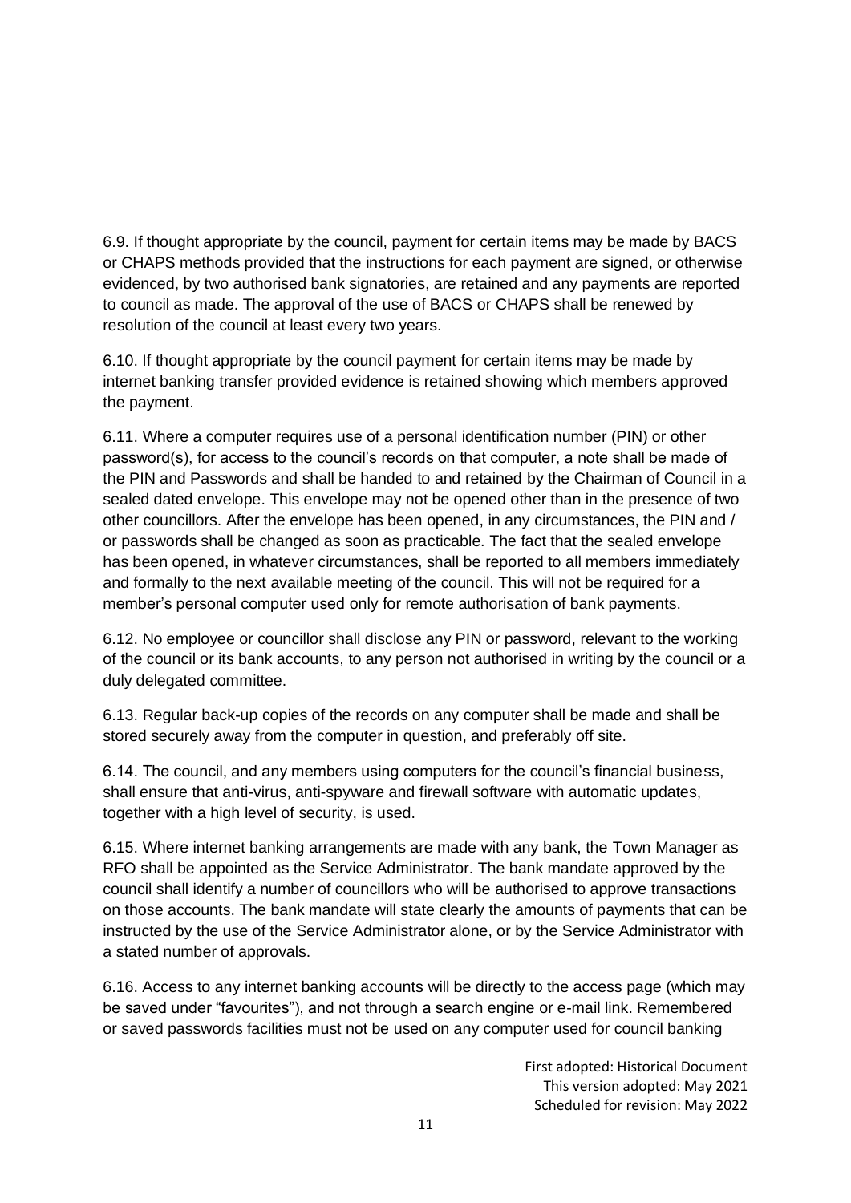6.9. If thought appropriate by the council, payment for certain items may be made by BACS or CHAPS methods provided that the instructions for each payment are signed, or otherwise evidenced, by two authorised bank signatories, are retained and any payments are reported to council as made. The approval of the use of BACS or CHAPS shall be renewed by resolution of the council at least every two years.

6.10. If thought appropriate by the council payment for certain items may be made by internet banking transfer provided evidence is retained showing which members approved the payment.

6.11. Where a computer requires use of a personal identification number (PIN) or other password(s), for access to the council's records on that computer, a note shall be made of the PIN and Passwords and shall be handed to and retained by the Chairman of Council in a sealed dated envelope. This envelope may not be opened other than in the presence of two other councillors. After the envelope has been opened, in any circumstances, the PIN and / or passwords shall be changed as soon as practicable. The fact that the sealed envelope has been opened, in whatever circumstances, shall be reported to all members immediately and formally to the next available meeting of the council. This will not be required for a member's personal computer used only for remote authorisation of bank payments.

6.12. No employee or councillor shall disclose any PIN or password, relevant to the working of the council or its bank accounts, to any person not authorised in writing by the council or a duly delegated committee.

6.13. Regular back-up copies of the records on any computer shall be made and shall be stored securely away from the computer in question, and preferably off site.

6.14. The council, and any members using computers for the council's financial business, shall ensure that anti-virus, anti-spyware and firewall software with automatic updates, together with a high level of security, is used.

6.15. Where internet banking arrangements are made with any bank, the Town Manager as RFO shall be appointed as the Service Administrator. The bank mandate approved by the council shall identify a number of councillors who will be authorised to approve transactions on those accounts. The bank mandate will state clearly the amounts of payments that can be instructed by the use of the Service Administrator alone, or by the Service Administrator with a stated number of approvals.

6.16. Access to any internet banking accounts will be directly to the access page (which may be saved under "favourites"), and not through a search engine or e-mail link. Remembered or saved passwords facilities must not be used on any computer used for council banking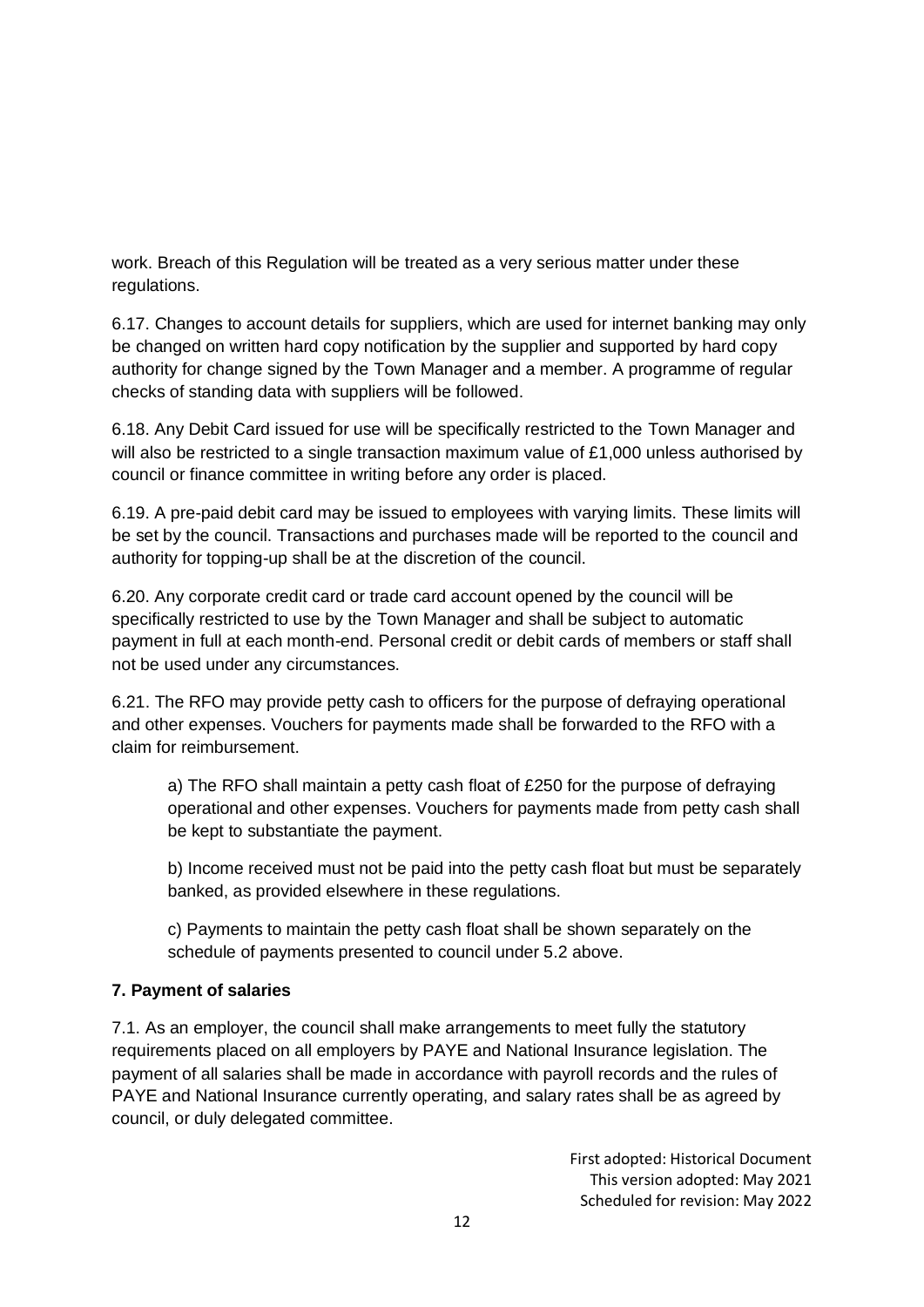work. Breach of this Regulation will be treated as a very serious matter under these regulations.

6.17. Changes to account details for suppliers, which are used for internet banking may only be changed on written hard copy notification by the supplier and supported by hard copy authority for change signed by the Town Manager and a member. A programme of regular checks of standing data with suppliers will be followed.

6.18. Any Debit Card issued for use will be specifically restricted to the Town Manager and will also be restricted to a single transaction maximum value of £1,000 unless authorised by council or finance committee in writing before any order is placed.

6.19. A pre-paid debit card may be issued to employees with varying limits. These limits will be set by the council. Transactions and purchases made will be reported to the council and authority for topping-up shall be at the discretion of the council.

6.20. Any corporate credit card or trade card account opened by the council will be specifically restricted to use by the Town Manager and shall be subject to automatic payment in full at each month-end. Personal credit or debit cards of members or staff shall not be used under any circumstances.

6.21. The RFO may provide petty cash to officers for the purpose of defraying operational and other expenses. Vouchers for payments made shall be forwarded to the RFO with a claim for reimbursement.

a) The RFO shall maintain a petty cash float of £250 for the purpose of defraying operational and other expenses. Vouchers for payments made from petty cash shall be kept to substantiate the payment.

b) Income received must not be paid into the petty cash float but must be separately banked, as provided elsewhere in these regulations.

c) Payments to maintain the petty cash float shall be shown separately on the schedule of payments presented to council under 5.2 above.

**7. Payment of salaries**

7.1. As an employer, the council shall make arrangements to meet fully the statutory requirements placed on all employers by PAYE and National Insurance legislation. The payment of all salaries shall be made in accordance with payroll records and the rules of PAYE and National Insurance currently operating, and salary rates shall be as agreed by council, or duly delegated committee.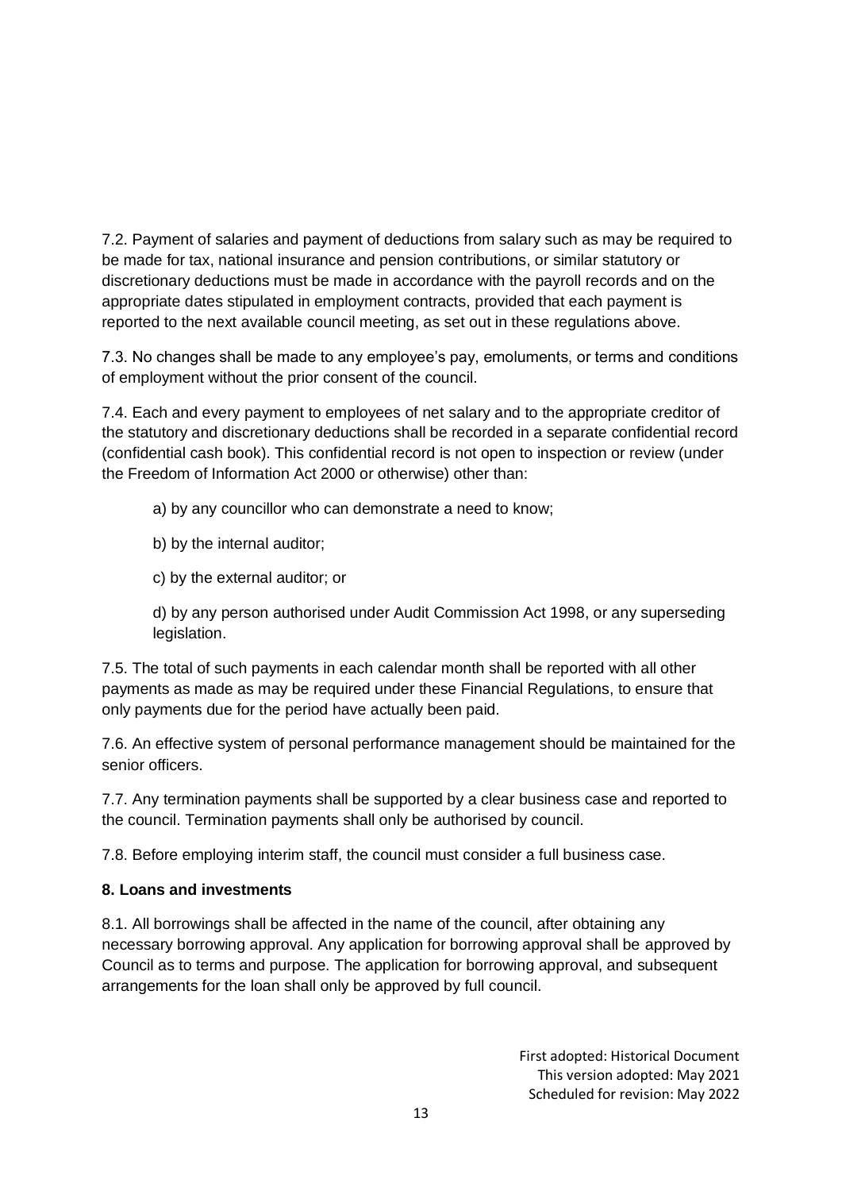7.2. Payment of salaries and payment of deductions from salary such as may be required to be made for tax, national insurance and pension contributions, or similar statutory or discretionary deductions must be made in accordance with the payroll records and on the appropriate dates stipulated in employment contracts, provided that each payment is reported to the next available council meeting, as set out in these regulations above.

7.3. No changes shall be made to any employee's pay, emoluments, or terms and conditions of employment without the prior consent of the council.

7.4. Each and every payment to employees of net salary and to the appropriate creditor of the statutory and discretionary deductions shall be recorded in a separate confidential record (confidential cash book). This confidential record is not open to inspection or review (under the Freedom of Information Act 2000 or otherwise) other than:

a) by any councillor who can demonstrate a need to know;

b) by the internal auditor;

c) by the external auditor; or

d) by any person authorised under Audit Commission Act 1998, or any superseding legislation.

7.5. The total of such payments in each calendar month shall be reported with all other payments as made as may be required under these Financial Regulations, to ensure that only payments due for the period have actually been paid.

7.6. An effective system of personal performance management should be maintained for the senior officers.

7.7. Any termination payments shall be supported by a clear business case and reported to the council. Termination payments shall only be authorised by council.

7.8. Before employing interim staff, the council must consider a full business case.

**8. Loans and investments**

8.1. All borrowings shall be affected in the name of the council, after obtaining any necessary borrowing approval. Any application for borrowing approval shall be approved by Council as to terms and purpose. The application for borrowing approval, and subsequent arrangements for the loan shall only be approved by full council.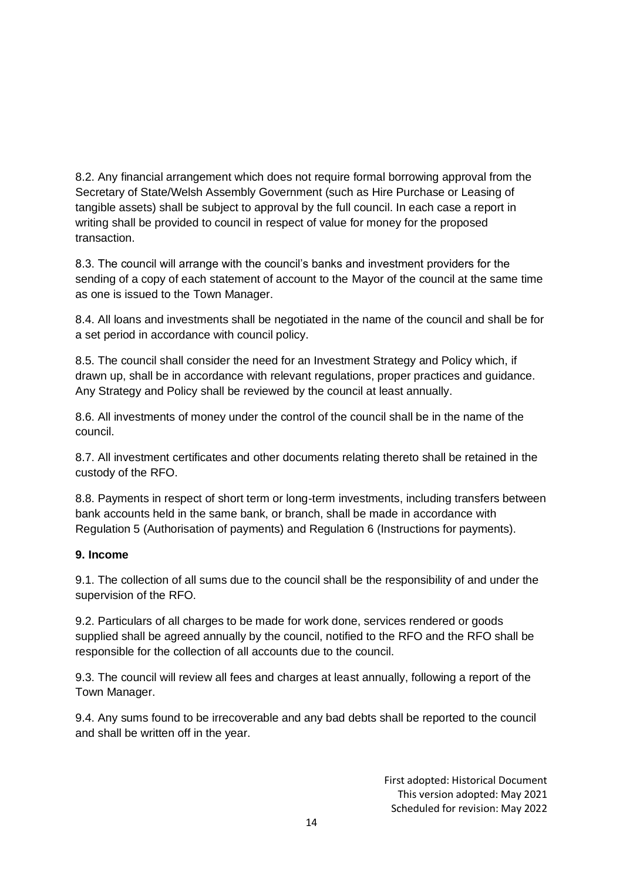8.2. Any financial arrangement which does not require formal borrowing approval from the Secretary of State/Welsh Assembly Government (such as Hire Purchase or Leasing of tangible assets) shall be subject to approval by the full council. In each case a report in writing shall be provided to council in respect of value for money for the proposed transaction.

8.3. The council will arrange with the council's banks and investment providers for the sending of a copy of each statement of account to the Mayor of the council at the same time as one is issued to the Town Manager.

8.4. All loans and investments shall be negotiated in the name of the council and shall be for a set period in accordance with council policy.

8.5. The council shall consider the need for an Investment Strategy and Policy which, if drawn up, shall be in accordance with relevant regulations, proper practices and guidance. Any Strategy and Policy shall be reviewed by the council at least annually.

8.6. All investments of money under the control of the council shall be in the name of the council.

8.7. All investment certificates and other documents relating thereto shall be retained in the custody of the RFO.

8.8. Payments in respect of short term or long-term investments, including transfers between bank accounts held in the same bank, or branch, shall be made in accordance with Regulation 5 (Authorisation of payments) and Regulation 6 (Instructions for payments).

**9. Income**

9.1. The collection of all sums due to the council shall be the responsibility of and under the supervision of the RFO.

9.2. Particulars of all charges to be made for work done, services rendered or goods supplied shall be agreed annually by the council, notified to the RFO and the RFO shall be responsible for the collection of all accounts due to the council.

9.3. The council will review all fees and charges at least annually, following a report of the Town Manager.

9.4. Any sums found to be irrecoverable and any bad debts shall be reported to the council and shall be written off in the year.

First adopted: Historical Document
This version adopted: May 2021
Scheduled for revision: May 2022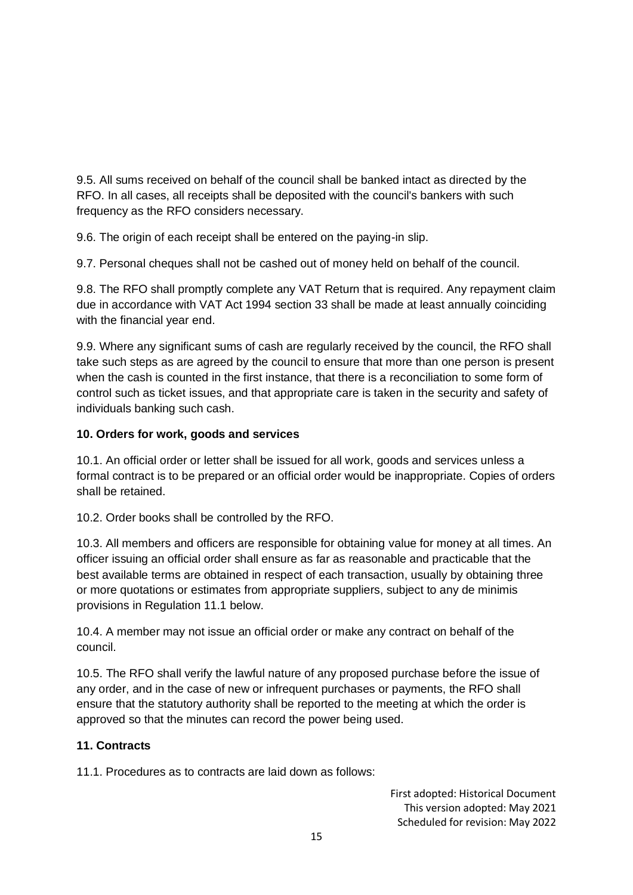9.5. All sums received on behalf of the council shall be banked intact as directed by the RFO. In all cases, all receipts shall be deposited with the council's bankers with such frequency as the RFO considers necessary.

9.6. The origin of each receipt shall be entered on the paying-in slip.

9.7. Personal cheques shall not be cashed out of money held on behalf of the council.

9.8. The RFO shall promptly complete any VAT Return that is required. Any repayment claim due in accordance with VAT Act 1994 section 33 shall be made at least annually coinciding with the financial year end.

9.9. Where any significant sums of cash are regularly received by the council, the RFO shall take such steps as are agreed by the council to ensure that more than one person is present when the cash is counted in the first instance, that there is a reconciliation to some form of control such as ticket issues, and that appropriate care is taken in the security and safety of individuals banking such cash.

**10. Orders for work, goods and services**

10.1. An official order or letter shall be issued for all work, goods and services unless a formal contract is to be prepared or an official order would be inappropriate. Copies of orders shall be retained.

10.2. Order books shall be controlled by the RFO.

10.3. All members and officers are responsible for obtaining value for money at all times. An officer issuing an official order shall ensure as far as reasonable and practicable that the best available terms are obtained in respect of each transaction, usually by obtaining three or more quotations or estimates from appropriate suppliers, subject to any de minimis provisions in Regulation 11.1 below.

10.4. A member may not issue an official order or make any contract on behalf of the council.

10.5. The RFO shall verify the lawful nature of any proposed purchase before the issue of any order, and in the case of new or infrequent purchases or payments, the RFO shall ensure that the statutory authority shall be reported to the meeting at which the order is approved so that the minutes can record the power being used.

**11. Contracts**

11.1. Procedures as to contracts are laid down as follows: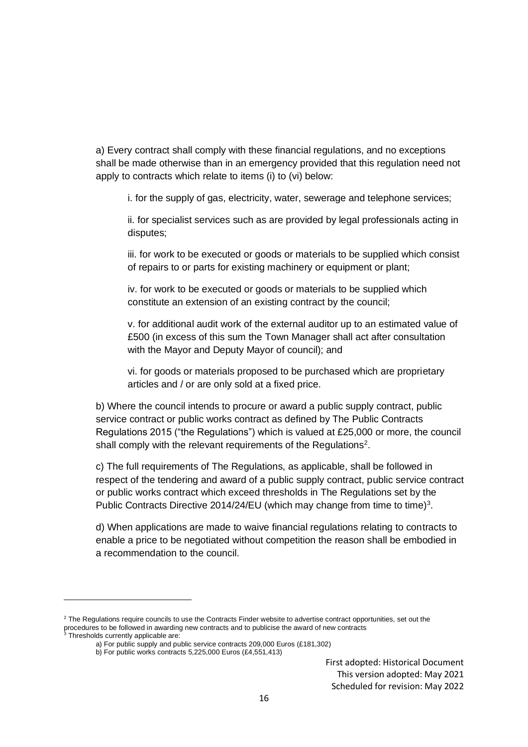a) Every contract shall comply with these financial regulations, and no exceptions shall be made otherwise than in an emergency provided that this regulation need not apply to contracts which relate to items (i) to (vi) below:

i. for the supply of gas, electricity, water, sewerage and telephone services;

ii. for specialist services such as are provided by legal professionals acting in disputes;

iii. for work to be executed or goods or materials to be supplied which consist of repairs to or parts for existing machinery or equipment or plant;

iv. for work to be executed or goods or materials to be supplied which constitute an extension of an existing contract by the council;

v. for additional audit work of the external auditor up to an estimated value of £500 (in excess of this sum the Town Manager shall act after consultation with the Mayor and Deputy Mayor of council); and

vi. for goods or materials proposed to be purchased which are proprietary articles and / or are only sold at a fixed price.

b) Where the council intends to procure or award a public supply contract, public service contract or public works contract as defined by The Public Contracts Regulations 2015 ("the Regulations") which is valued at £25,000 or more, the council shall comply with the relevant requirements of the Regulations[2].

c) The full requirements of The Regulations, as applicable, shall be followed in respect of the tendering and award of a public supply contract, public service contract or public works contract which exceed thresholds in The Regulations set by the Public Contracts Directive 2014/24/EU (which may change from time to time)[3].

d) When applications are made to waive financial regulations relating to contracts to enable a price to be negotiated without competition the reason shall be embodied in a recommendation to the council.

---

[2] The Regulations require councils to use the Contracts Finder website to advertise contract opportunities, set out the procedures to be followed in awarding new contracts and to publicise the award of new contracts

[3] Thresholds currently applicable are:

a) For public supply and public service contracts 209,000 Euros (£181,302)

b) For public works contracts 5,225,000 Euros (£4,551,413)

First adopted: Historical Document
This version adopted: May 2021
Scheduled for revision: May 2022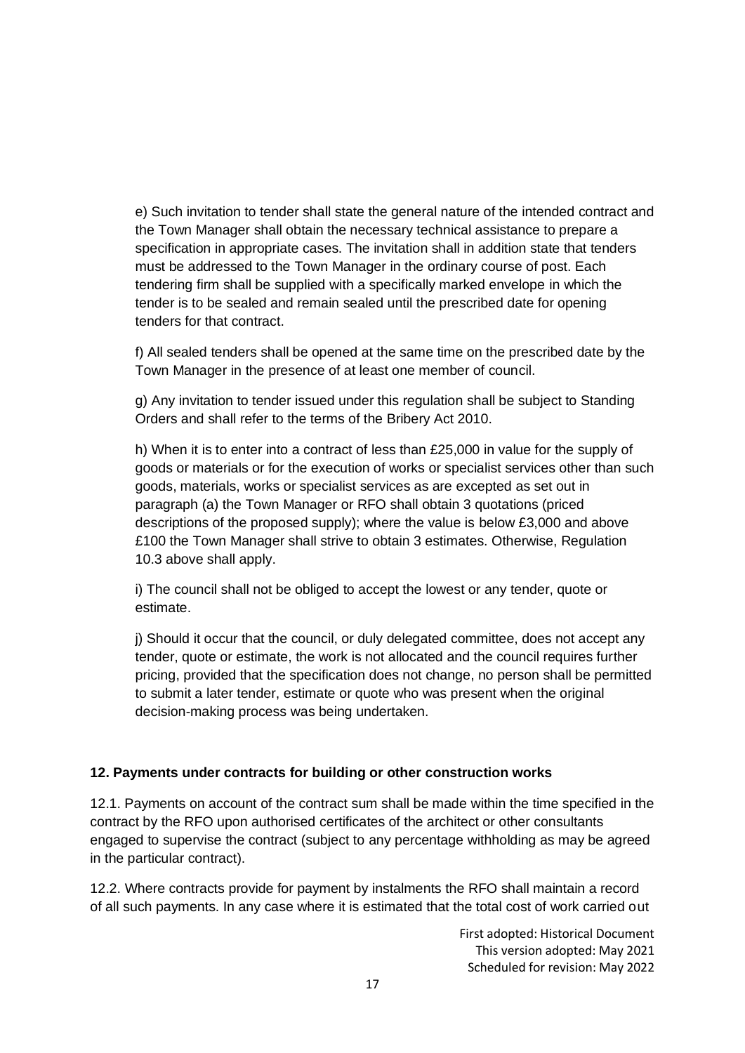e) Such invitation to tender shall state the general nature of the intended contract and the Town Manager shall obtain the necessary technical assistance to prepare a specification in appropriate cases. The invitation shall in addition state that tenders must be addressed to the Town Manager in the ordinary course of post. Each tendering firm shall be supplied with a specifically marked envelope in which the tender is to be sealed and remain sealed until the prescribed date for opening tenders for that contract.

f) All sealed tenders shall be opened at the same time on the prescribed date by the Town Manager in the presence of at least one member of council.

g) Any invitation to tender issued under this regulation shall be subject to Standing Orders and shall refer to the terms of the Bribery Act 2010.

h) When it is to enter into a contract of less than £25,000 in value for the supply of goods or materials or for the execution of works or specialist services other than such goods, materials, works or specialist services as are excepted as set out in paragraph (a) the Town Manager or RFO shall obtain 3 quotations (priced descriptions of the proposed supply); where the value is below £3,000 and above £100 the Town Manager shall strive to obtain 3 estimates. Otherwise, Regulation 10.3 above shall apply.

i) The council shall not be obliged to accept the lowest or any tender, quote or estimate.

j) Should it occur that the council, or duly delegated committee, does not accept any tender, quote or estimate, the work is not allocated and the council requires further pricing, provided that the specification does not change, no person shall be permitted to submit a later tender, estimate or quote who was present when the original decision-making process was being undertaken.

**12. Payments under contracts for building or other construction works**

12.1. Payments on account of the contract sum shall be made within the time specified in the contract by the RFO upon authorised certificates of the architect or other consultants engaged to supervise the contract (subject to any percentage withholding as may be agreed in the particular contract).

12.2. Where contracts provide for payment by instalments the RFO shall maintain a record of all such payments. In any case where it is estimated that the total cost of work carried out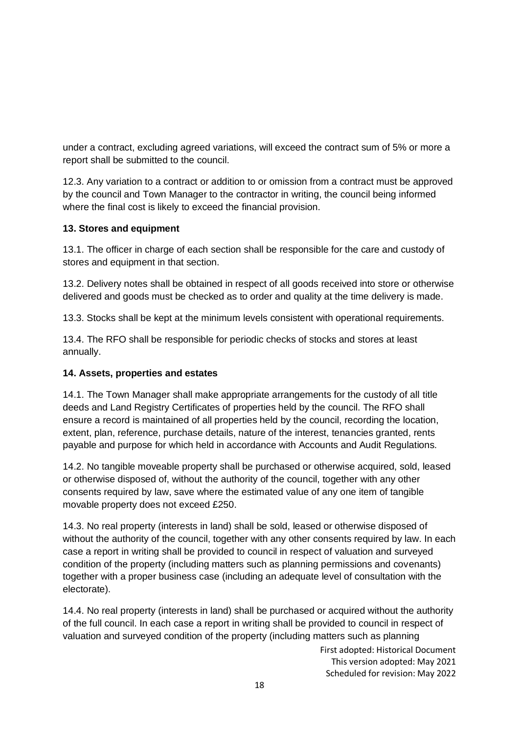under a contract, excluding agreed variations, will exceed the contract sum of 5% or more a report shall be submitted to the council.

12.3. Any variation to a contract or addition to or omission from a contract must be approved by the council and Town Manager to the contractor in writing, the council being informed where the final cost is likely to exceed the financial provision.

**13. Stores and equipment**

13.1. The officer in charge of each section shall be responsible for the care and custody of stores and equipment in that section.

13.2. Delivery notes shall be obtained in respect of all goods received into store or otherwise delivered and goods must be checked as to order and quality at the time delivery is made.

13.3. Stocks shall be kept at the minimum levels consistent with operational requirements.

13.4. The RFO shall be responsible for periodic checks of stocks and stores at least annually.

**14. Assets, properties and estates**

14.1. The Town Manager shall make appropriate arrangements for the custody of all title deeds and Land Registry Certificates of properties held by the council. The RFO shall ensure a record is maintained of all properties held by the council, recording the location, extent, plan, reference, purchase details, nature of the interest, tenancies granted, rents payable and purpose for which held in accordance with Accounts and Audit Regulations.

14.2. No tangible moveable property shall be purchased or otherwise acquired, sold, leased or otherwise disposed of, without the authority of the council, together with any other consents required by law, save where the estimated value of any one item of tangible movable property does not exceed £250.

14.3. No real property (interests in land) shall be sold, leased or otherwise disposed of without the authority of the council, together with any other consents required by law. In each case a report in writing shall be provided to council in respect of valuation and surveyed condition of the property (including matters such as planning permissions and covenants) together with a proper business case (including an adequate level of consultation with the electorate).

14.4. No real property (interests in land) shall be purchased or acquired without the authority of the full council. In each case a report in writing shall be provided to council in respect of valuation and surveyed condition of the property (including matters such as planning

First adopted: Historical Document
This version adopted: May 2021
Scheduled for revision: May 2022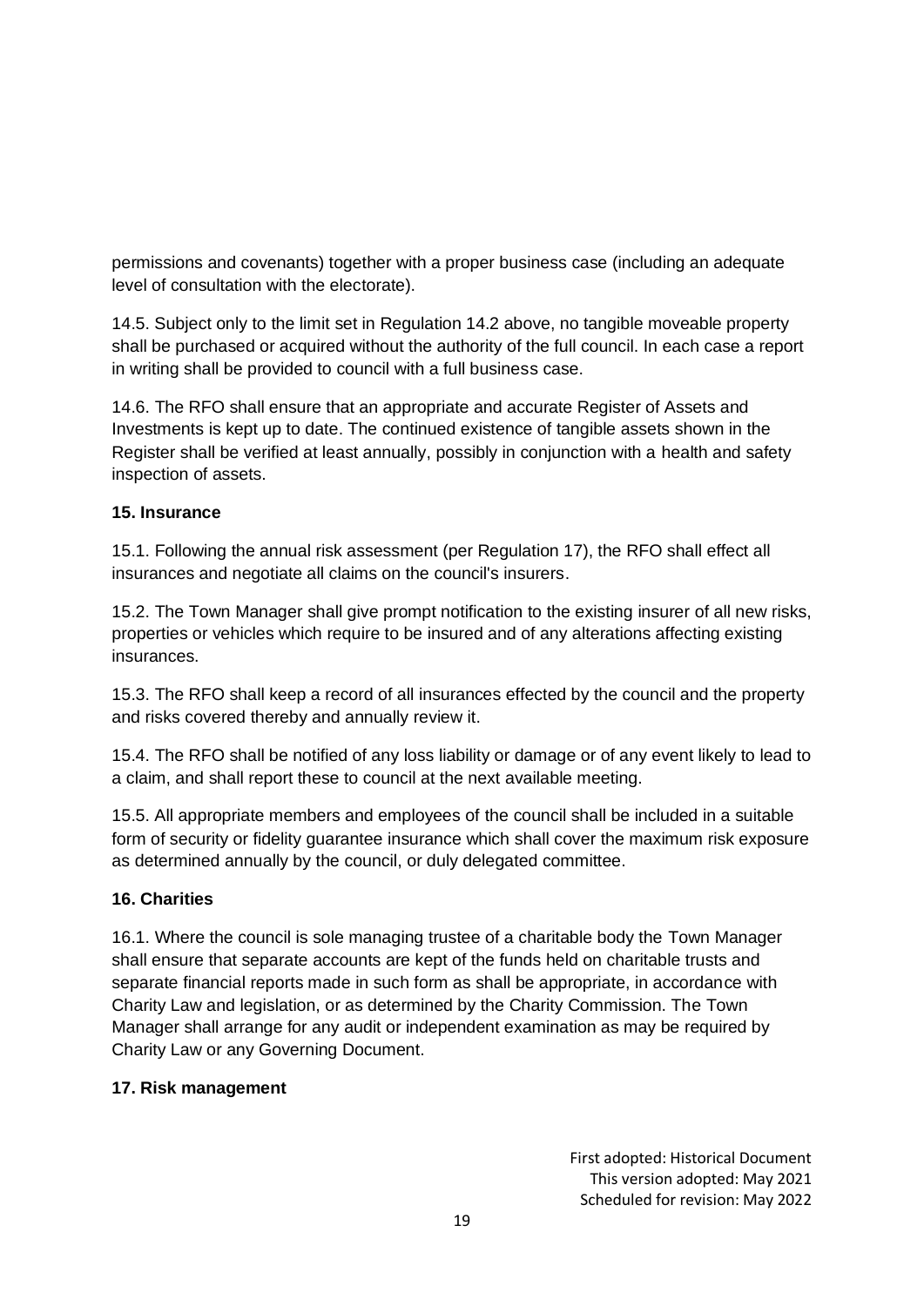permissions and covenants) together with a proper business case (including an adequate level of consultation with the electorate).

14.5. Subject only to the limit set in Regulation 14.2 above, no tangible moveable property shall be purchased or acquired without the authority of the full council. In each case a report in writing shall be provided to council with a full business case.

14.6. The RFO shall ensure that an appropriate and accurate Register of Assets and Investments is kept up to date. The continued existence of tangible assets shown in the Register shall be verified at least annually, possibly in conjunction with a health and safety inspection of assets.

**15. Insurance**

15.1. Following the annual risk assessment (per Regulation 17), the RFO shall effect all insurances and negotiate all claims on the council's insurers.

15.2. The Town Manager shall give prompt notification to the existing insurer of all new risks, properties or vehicles which require to be insured and of any alterations affecting existing insurances.

15.3. The RFO shall keep a record of all insurances effected by the council and the property and risks covered thereby and annually review it.

15.4. The RFO shall be notified of any loss liability or damage or of any event likely to lead to a claim, and shall report these to council at the next available meeting.

15.5. All appropriate members and employees of the council shall be included in a suitable form of security or fidelity guarantee insurance which shall cover the maximum risk exposure as determined annually by the council, or duly delegated committee.

**16. Charities**

16.1. Where the council is sole managing trustee of a charitable body the Town Manager shall ensure that separate accounts are kept of the funds held on charitable trusts and separate financial reports made in such form as shall be appropriate, in accordance with Charity Law and legislation, or as determined by the Charity Commission. The Town Manager shall arrange for any audit or independent examination as may be required by Charity Law or any Governing Document.

**17. Risk management**

First adopted: Historical Document
This version adopted: May 2021
Scheduled for revision: May 2022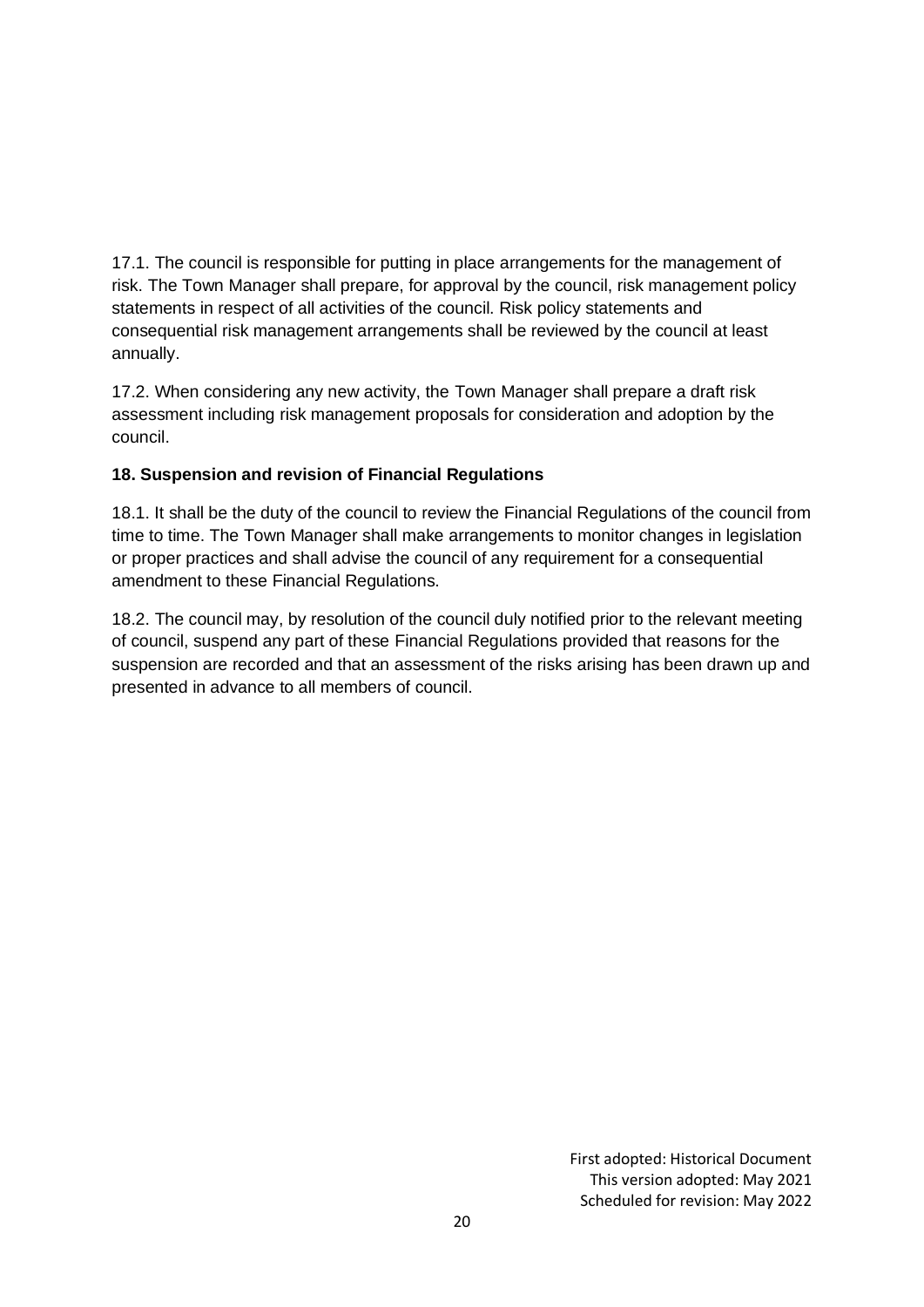17.1. The council is responsible for putting in place arrangements for the management of risk. The Town Manager shall prepare, for approval by the council, risk management policy statements in respect of all activities of the council. Risk policy statements and consequential risk management arrangements shall be reviewed by the council at least annually.

17.2. When considering any new activity, the Town Manager shall prepare a draft risk assessment including risk management proposals for consideration and adoption by the council.

**18. Suspension and revision of Financial Regulations**

18.1. It shall be the duty of the council to review the Financial Regulations of the council from time to time. The Town Manager shall make arrangements to monitor changes in legislation or proper practices and shall advise the council of any requirement for a consequential amendment to these Financial Regulations.

18.2. The council may, by resolution of the council duly notified prior to the relevant meeting of council, suspend any part of these Financial Regulations provided that reasons for the suspension are recorded and that an assessment of the risks arising has been drawn up and presented in advance to all members of council.

First adopted: Historical Document
This version adopted: May 2021
Scheduled for revision: May 2022